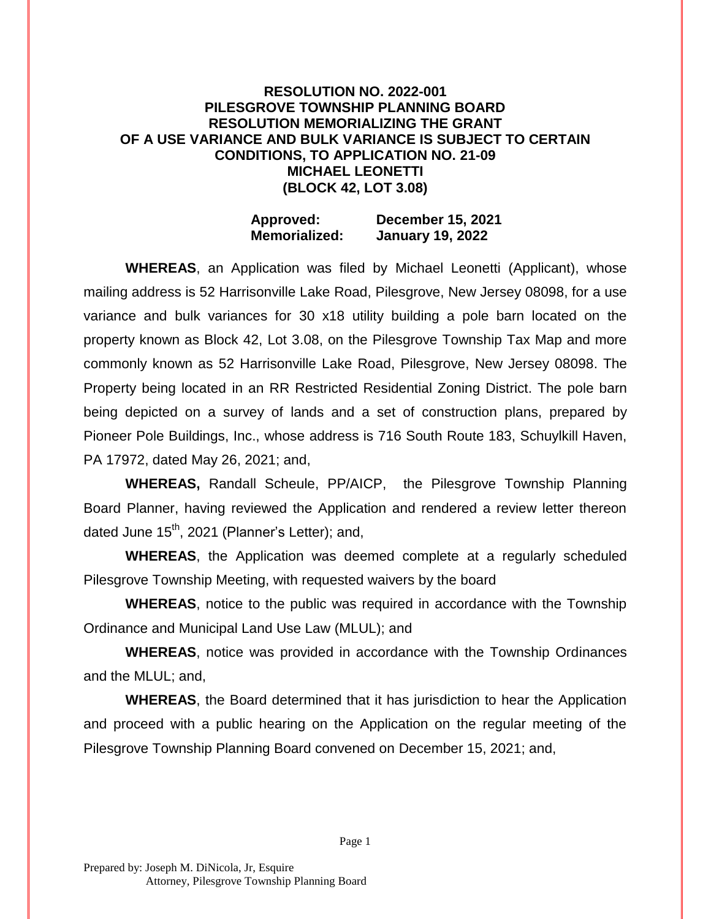**RESOLUTION NO. 2022-001**
**PILESGROVE TOWNSHIP PLANNING BOARD**
**RESOLUTION MEMORIALIZING THE GRANT OF A USE VARIANCE AND BULK VARIANCE IS SUBJECT TO CERTAIN CONDITIONS, TO APPLICATION NO. 21-09**
**MICHAEL LEONETTI**
**(BLOCK 42, LOT 3.08)**

**Approved:** **December 15, 2021**
**Memorialized:** **January 19, 2022**

**WHEREAS**, an Application was filed by Michael Leonetti (Applicant), whose mailing address is 52 Harrisonville Lake Road, Pilesgrove, New Jersey 08098, for a use variance and bulk variances for 30 x18 utility building a pole barn located on the property known as Block 42, Lot 3.08, on the Pilesgrove Township Tax Map and more commonly known as 52 Harrisonville Lake Road, Pilesgrove, New Jersey 08098. The Property being located in an RR Restricted Residential Zoning District. The pole barn being depicted on a survey of lands and a set of construction plans, prepared by Pioneer Pole Buildings, Inc., whose address is 716 South Route 183, Schuylkill Haven, PA 17972, dated May 26, 2021; and,

**WHEREAS,** Randall Scheule, PP/AICP, the Pilesgrove Township Planning Board Planner, having reviewed the Application and rendered a review letter thereon dated June 15th, 2021 (Planner's Letter); and,

**WHEREAS**, the Application was deemed complete at a regularly scheduled Pilesgrove Township Meeting, with requested waivers by the board

**WHEREAS**, notice to the public was required in accordance with the Township Ordinance and Municipal Land Use Law (MLUL); and

**WHEREAS**, notice was provided in accordance with the Township Ordinances and the MLUL; and,

**WHEREAS**, the Board determined that it has jurisdiction to hear the Application and proceed with a public hearing on the Application on the regular meeting of the Pilesgrove Township Planning Board convened on December 15, 2021; and,

Prepared by: Joseph M. DiNicola, Jr, Esquire
Attorney, Pilesgrove Township Planning Board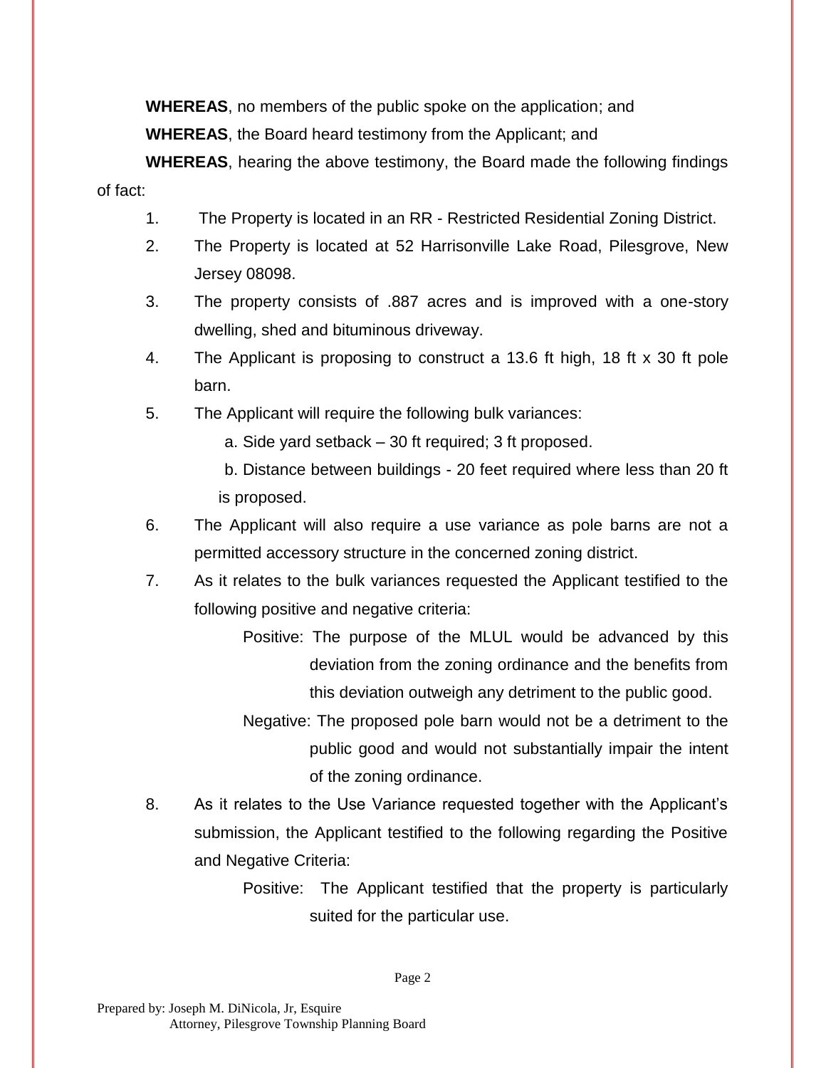**WHEREAS**, no members of the public spoke on the application; and

**WHEREAS**, the Board heard testimony from the Applicant; and

**WHEREAS**, hearing the above testimony, the Board made the following findings of fact:

1. The Property is located in an RR - Restricted Residential Zoning District.
2. The Property is located at 52 Harrisonville Lake Road, Pilesgrove, New Jersey 08098.
3. The property consists of .887 acres and is improved with a one-story dwelling, shed and bituminous driveway.
4. The Applicant is proposing to construct a 13.6 ft high, 18 ft x 30 ft pole barn.
5. The Applicant will require the following bulk variances:

   a. Side yard setback – 30 ft required; 3 ft proposed.

   b. Distance between buildings - 20 feet required where less than 20 ft is proposed.
6. The Applicant will also require a use variance as pole barns are not a permitted accessory structure in the concerned zoning district.
7. As it relates to the bulk variances requested the Applicant testified to the following positive and negative criteria:

   Positive: The purpose of the MLUL would be advanced by this deviation from the zoning ordinance and the benefits from this deviation outweigh any detriment to the public good.

   Negative: The proposed pole barn would not be a detriment to the public good and would not substantially impair the intent of the zoning ordinance.
8. As it relates to the Use Variance requested together with the Applicant's submission, the Applicant testified to the following regarding the Positive and Negative Criteria:

   Positive: The Applicant testified that the property is particularly suited for the particular use.

Prepared by: Joseph M. DiNicola, Jr, Esquire
Attorney, Pilesgrove Township Planning Board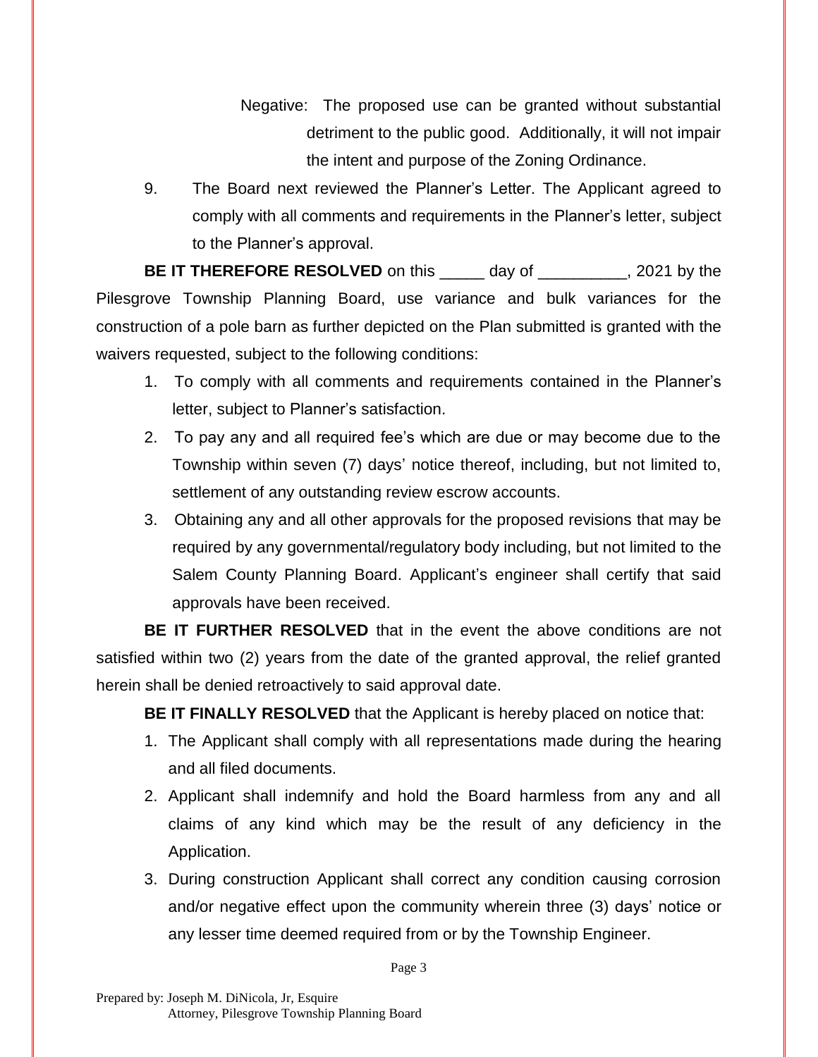Negative: The proposed use can be granted without substantial detriment to the public good. Additionally, it will not impair the intent and purpose of the Zoning Ordinance.

9. The Board next reviewed the Planner's Letter. The Applicant agreed to comply with all comments and requirements in the Planner's letter, subject to the Planner's approval.

**BE IT THEREFORE RESOLVED** on this _____ day of __________, 2021 by the Pilesgrove Township Planning Board, use variance and bulk variances for the construction of a pole barn as further depicted on the Plan submitted is granted with the waivers requested, subject to the following conditions:

1. To comply with all comments and requirements contained in the Planner's letter, subject to Planner's satisfaction.
2. To pay any and all required fee's which are due or may become due to the Township within seven (7) days' notice thereof, including, but not limited to, settlement of any outstanding review escrow accounts.
3. Obtaining any and all other approvals for the proposed revisions that may be required by any governmental/regulatory body including, but not limited to the Salem County Planning Board. Applicant's engineer shall certify that said approvals have been received.

**BE IT FURTHER RESOLVED** that in the event the above conditions are not satisfied within two (2) years from the date of the granted approval, the relief granted herein shall be denied retroactively to said approval date.

**BE IT FINALLY RESOLVED** that the Applicant is hereby placed on notice that:

1. The Applicant shall comply with all representations made during the hearing and all filed documents.
2. Applicant shall indemnify and hold the Board harmless from any and all claims of any kind which may be the result of any deficiency in the Application.
3. During construction Applicant shall correct any condition causing corrosion and/or negative effect upon the community wherein three (3) days' notice or any lesser time deemed required from or by the Township Engineer.

Prepared by: Joseph M. DiNicola, Jr, Esquire
Attorney, Pilesgrove Township Planning Board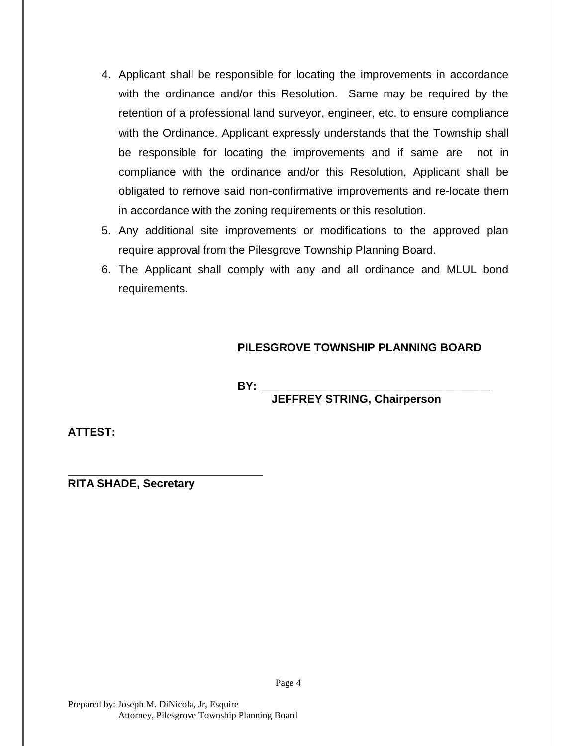4. Applicant shall be responsible for locating the improvements in accordance with the ordinance and/or this Resolution. Same may be required by the retention of a professional land surveyor, engineer, etc. to ensure compliance with the Ordinance. Applicant expressly understands that the Township shall be responsible for locating the improvements and if same are not in compliance with the ordinance and/or this Resolution, Applicant shall be obligated to remove said non-confirmative improvements and re-locate them in accordance with the zoning requirements or this resolution.
5. Any additional site improvements or modifications to the approved plan require approval from the Pilesgrove Township Planning Board.
6. The Applicant shall comply with any and all ordinance and MLUL bond requirements.

**PILESGROVE TOWNSHIP PLANNING BOARD**

**BY:** ________________________________________
**JEFFREY STRING, Chairperson**

**ATTEST:**

________________________________
**RITA SHADE, Secretary**

Prepared by: Joseph M. DiNicola, Jr, Esquire
Attorney, Pilesgrove Township Planning Board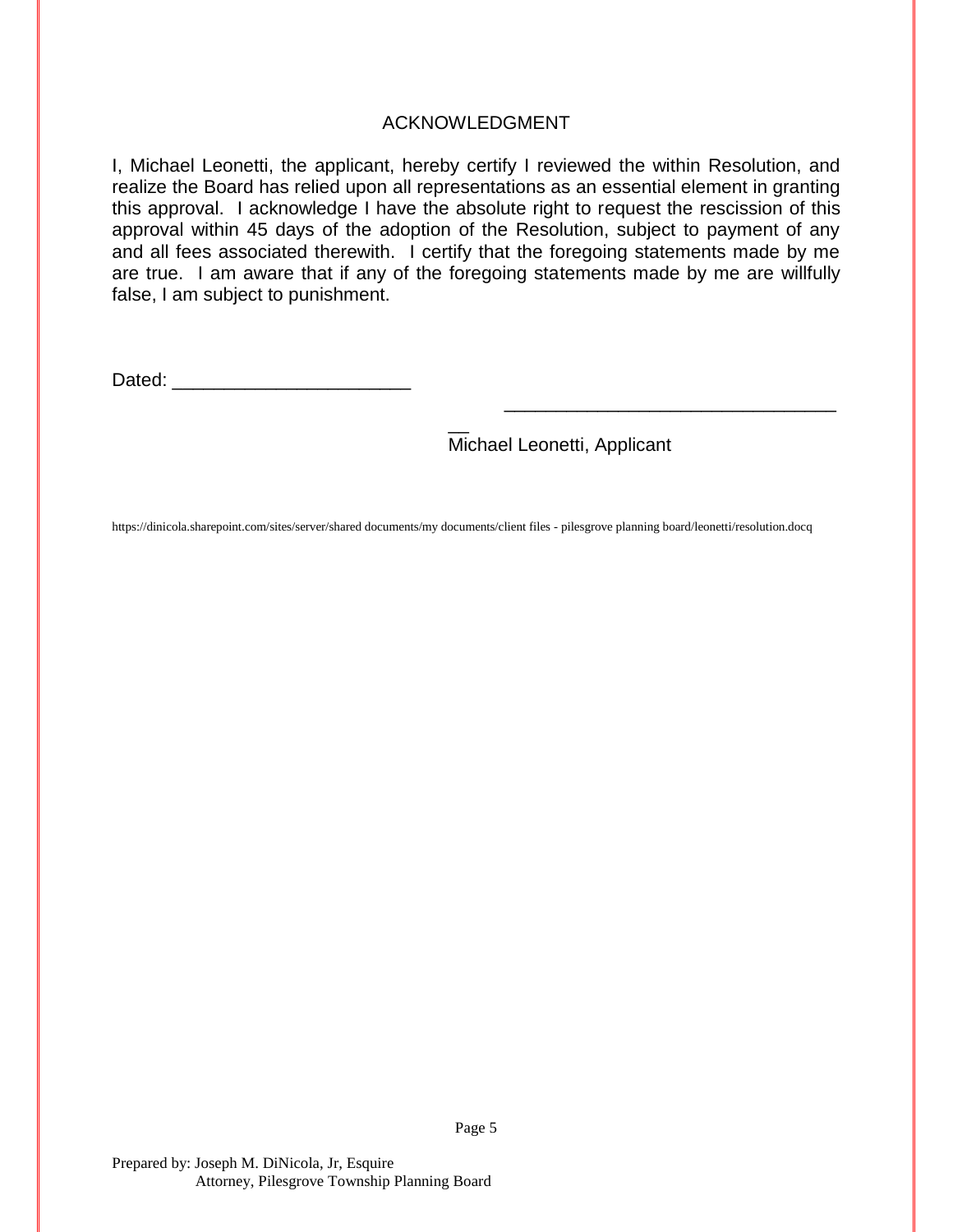## ACKNOWLEDGMENT

I, Michael Leonetti, the applicant, hereby certify I reviewed the within Resolution, and realize the Board has relied upon all representations as an essential element in granting this approval. I acknowledge I have the absolute right to request the rescission of this approval within 45 days of the adoption of the Resolution, subject to payment of any and all fees associated therewith. I certify that the foregoing statements made by me are true. I am aware that if any of the foregoing statements made by me are willfully false, I am subject to punishment.

Dated: _______________________

_______________________________
Michael Leonetti, Applicant

https://dinicola.sharepoint.com/sites/server/shared documents/my documents/client files - pilesgrove planning board/leonetti/resolution.docq

Prepared by: Joseph M. DiNicola, Jr, Esquire
Attorney, Pilesgrove Township Planning Board